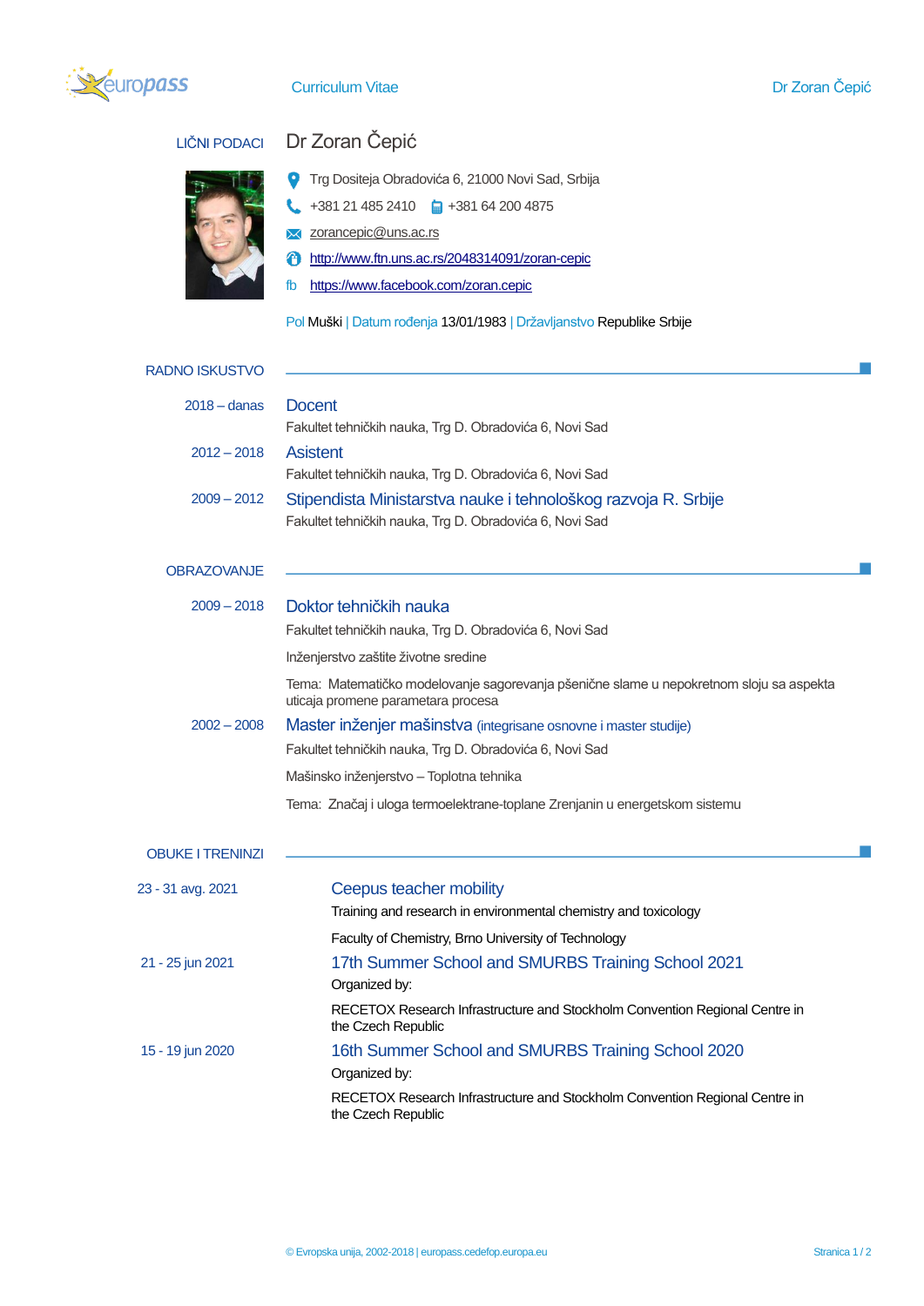# Curriculum Vitae

## LIČNI PODACI

### Dr Zoran Čepić

Trg Dositeja Obradovića 6, 21000 Novi Sad, Srbija

+381 21 485 2410 &nbsp;&nbsp; +381 64 200 4875

zorancepic@uns.ac.rs

http://www.ftn.uns.ac.rs/2048314091/zoran-cepic

fb https://www.facebook.com/zoran.cepic

Pol Muški | Datum rođenja 13/01/1983 | Državljanstvo Republike Srbije

## RADNO ISKUSTVO

**2018 – danas**
### Docent
Fakultet tehničkih nauka, Trg D. Obradovića 6, Novi Sad

**2012 – 2018**
### Asistent
Fakultet tehničkih nauka, Trg D. Obradovića 6, Novi Sad

**2009 – 2012**
### Stipendista Ministarstva nauke i tehnološkog razvoja R. Srbije
Fakultet tehničkih nauka, Trg D. Obradovića 6, Novi Sad

## OBRAZOVANJE

**2009 – 2018**
### Doktor tehničkih nauka
Fakultet tehničkih nauka, Trg D. Obradovića 6, Novi Sad

Inženjerstvo zaštite životne sredine

Tema: Matematičko modelovanje sagorevanja pšenične slame u nepokretnom sloju sa aspekta uticaja promene parametara procesa

**2002 – 2008**
### Master inženjer mašinstva (integrisane osnovne i master studije)
Fakultet tehničkih nauka, Trg D. Obradovića 6, Novi Sad

Mašinsko inženjerstvo – Toplotna tehnika

Tema: Značaj i uloga termoelektrane-toplane Zrenjanin u energetskom sistemu

## OBUKE I TRENINZI

**23 - 31 avg. 2021**
### Ceepus teacher mobility
Training and research in environmental chemistry and toxicology

Faculty of Chemistry, Brno University of Technology

**21 - 25 jun 2021**
### 17th Summer School and SMURBS Training School 2021
Organized by:

RECETOX Research Infrastructure and Stockholm Convention Regional Centre in the Czech Republic

**15 - 19 jun 2020**
### 16th Summer School and SMURBS Training School 2020
Organized by:

RECETOX Research Infrastructure and Stockholm Convention Regional Centre in the Czech Republic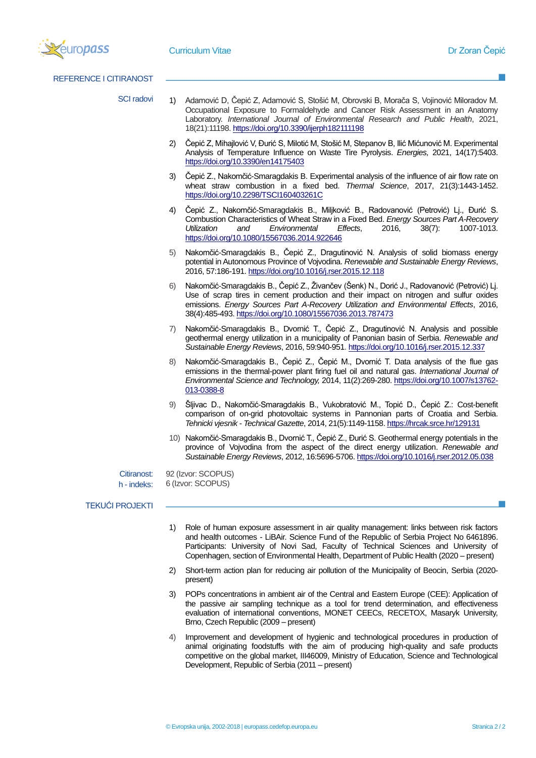## REFERENCE I CITIRANOST

**SCI radovi**

1) Adamović D, Čepić Z, Adamović S, Stošić M, Obrovski B, Morača S, Vojinović Miloradov M. Occupational Exposure to Formaldehyde and Cancer Risk Assessment in an Anatomy Laboratory. *International Journal of Environmental Research and Public Health*, 2021, 18(21):11198. https://doi.org/10.3390/ijerph182111198

2) Čepić Z, Mihajlović V, Đurić S, Milotić M, Stošić M, Stepanov B, Ilić Mićunović M. Experimental Analysis of Temperature Influence on Waste Tire Pyrolysis. *Energies,* 2021, 14(17):5403. https://doi.org/10.3390/en14175403

3) Čepić Z., Nakomčić-Smaragdakis B. Experimental analysis of the influence of air flow rate on wheat straw combustion in a fixed bed. *Thermal Science*, 2017, 21(3):1443-1452. https://doi.org/10.2298/TSCI160403261C

4) Čepić Z., Nakomčić-Smaragdakis B., Miljković B., Radovanović (Petrović) Lj., Đurić S. Combustion Characteristics of Wheat Straw in a Fixed Bed. *Energy Sources Part A-Recovery Utilization and Environmental Effects*, 2016, 38(7): 1007-1013. https://doi.org/10.1080/15567036.2014.922646

5) Nakomčić-Smaragdakis B., Čepić Z., Dragutinović N. Analysis of solid biomass energy potential in Autonomous Province of Vojvodina. *Renewable and Sustainable Energy Reviews*, 2016, 57:186-191. https://doi.org/10.1016/j.rser.2015.12.118

6) Nakomčić-Smaragdakis B., Čepić Z., Živančev (Šenk) N., Dorić J., Radovanović (Petrović) Lj. Use of scrap tires in cement production and their impact on nitrogen and sulfur oxides emissions. *Energy Sources Part A-Recovery Utilization and Environmental Effects*, 2016, 38(4):485-493. https://doi.org/10.1080/15567036.2013.787473

7) Nakomčić-Smaragdakis B., Dvornić T., Čepić Z., Dragutinović N. Analysis and possible geothermal energy utilization in a municipality of Panonian basin of Serbia. *Renewable and Sustainable Energy Reviews*, 2016, 59:940-951. https://doi.org/10.1016/j.rser.2015.12.337

8) Nakomčić-Smaragdakis B., Čepić Z., Čepić M., Dvornić T. Data analysis of the flue gas emissions in the thermal-power plant firing fuel oil and natural gas. *International Journal of Environmental Science and Technology,* 2014, 11(2):269-280. https://doi.org/10.1007/s13762-013-0388-8

9) Šljivac D., Nakomčić-Smaragdakis B., Vukobratović M., Topić D., Čepić Z.: Cost-benefit comparison of on-grid photovoltaic systems in Pannonian parts of Croatia and Serbia. *Tehnicki vjesnik - Technical Gazette*, 2014, 21(5):1149-1158. https://hrcak.srce.hr/129131

10) Nakomčić-Smaragdakis B., Dvornić T., Čepić Z., Đurić S. Geothermal energy potentials in the province of Vojvodina from the aspect of the direct energy utilization. *Renewable and Sustainable Energy Reviews*, 2012, 16:5696-5706. https://doi.org/10.1016/j.rser.2012.05.038

**Citiranost:** 92 (Izvor: SCOPUS)
**h - indeks:** 6 (Izvor: SCOPUS)

## TEKUĆI PROJEKTI

1) Role of human exposure assessment in air quality management: links between risk factors and health outcomes - LiBAir. Science Fund of the Republic of Serbia Project No 6461896. Participants: University of Novi Sad, Faculty of Technical Sciences and University of Copenhagen, section of Environmental Health, Department of Public Health (2020 – present)

2) Short-term action plan for reducing air pollution of the Municipality of Beocin, Serbia (2020-present)

3) POPs concentrations in ambient air of the Central and Eastern Europe (CEE): Application of the passive air sampling technique as a tool for trend determination, and effectiveness evaluation of international conventions, MONET CEECs, RECETOX, Masaryk University, Brno, Czech Republic (2009 – present)

4) Improvement and development of hygienic and technological procedures in production of animal originating foodstuffs with the aim of producing high-quality and safe products competitive on the global market, III46009, Ministry of Education, Science and Technological Development, Republic of Serbia (2011 – present)